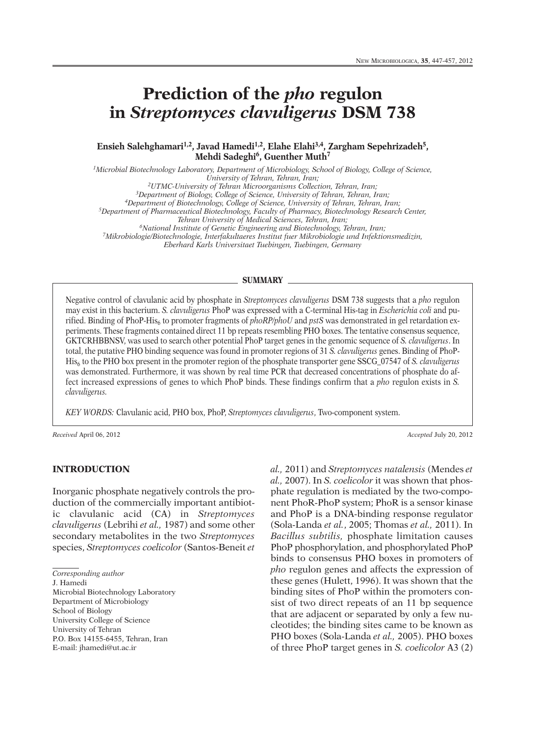# Prediction of the *pho* regulon in *Streptomyces clavuligerus* DSM 738

**Ensieh Salehghamari[1,2], Javad Hamedi[1,2], Elahe Elahi[3,4], Zargham Sepehrizadeh[5], Mehdi Sadeghi[6], Guenther Muth[7]**

[1]*Microbial Biotechnology Laboratory, Department of Microbiology, School of Biology, College of Science, University of Tehran, Tehran, Iran;*
[2]*UTMC-University of Tehran Microorganisms Collection, Tehran, Iran;*
[3]*Department of Biology, College of Science, University of Tehran, Tehran, Iran;*
[4]*Department of Biotechnology, College of Science, University of Tehran, Tehran, Iran;*
[5]*Department of Pharmaceutical Biotechnology, Faculty of Pharmacy, Biotechnology Research Center, Tehran University of Medical Sciences, Tehran, Iran;*
[6]*National Institute of Genetic Engineering and Biotechnology, Tehran, Iran;*
[7]*Mikrobiologie/Biotechnologie, Interfakultaeres Institut fuer Mikrobiologie und Infektionsmedizin, Eberhard Karls Universitaet Tuebingen, Tuebingen, Germany*

## SUMMARY

Negative control of clavulanic acid by phosphate in *Streptomyces clavuligerus* DSM 738 suggests that a *pho* regulon may exist in this bacterium. *S. clavuligerus* PhoP was expressed with a C-terminal His-tag in *Escherichia coli* and purified. Binding of PhoP-$His_6$ to promoter fragments of *phoRP/phoU* and *pstS* was demonstrated in gel retardation experiments. These fragments contained direct 11 bp repeats resembling PHO boxes. The tentative consensus sequence, GKTCRHBBNSV, was used to search other potential PhoP target genes in the genomic sequence of *S. clavuligerus*. In total, the putative PHO binding sequence was found in promoter regions of 31 *S. clavuligerus* genes. Binding of PhoP-$His_6$ to the PHO box present in the promoter region of the phosphate transporter gene SSCG_07547 of *S. clavuligerus* was demonstrated. Furthermore, it was shown by real time PCR that decreased concentrations of phosphate do affect increased expressions of genes to which PhoP binds. These findings confirm that a *pho* regulon exists in *S. clavuligerus*.

*KEY WORDS:* Clavulanic acid, PHO box, PhoP, *Streptomyces clavuligerus*, Two-component system.

*Received* April 06, 2012 *Accepted* July 20, 2012

## INTRODUCTION

Inorganic phosphate negatively controls the production of the commercially important antibiotic clavulanic acid (CA) in *Streptomyces clavuligerus* (Lebrihi *et al.,* 1987) and some other secondary metabolites in the two *Streptomyces* species, *Streptomyces coelicolor* (Santos-Beneit *et al.,* 2011) and *Streptomyces natalensis* (Mendes *et al.,* 2007). In *S. coelicolor* it was shown that phosphate regulation is mediated by the two-component PhoR-PhoP system; PhoR is a sensor kinase and PhoP is a DNA-binding response regulator (Sola-Landa *et al.*, 2005; Thomas *et al.,* 2011). In *Bacillus subtilis,* phosphate limitation causes PhoP phosphorylation, and phosphorylated PhoP binds to consensus PHO boxes in promoters of *pho* regulon genes and affects the expression of these genes (Hulett, 1996). It was shown that the binding sites of PhoP within the promoters consist of two direct repeats of an 11 bp sequence that are adjacent or separated by only a few nucleotides; the binding sites came to be known as PHO boxes (Sola-Landa *et al.,* 2005). PHO boxes of three PhoP target genes in *S. coelicolor* A3 (2)

*Corresponding author*
J. Hamedi
Microbial Biotechnology Laboratory
Department of Microbiology
School of Biology
University College of Science
University of Tehran
P.O. Box 14155-6455, Tehran, Iran
E-mail: jhamedi@ut.ac.ir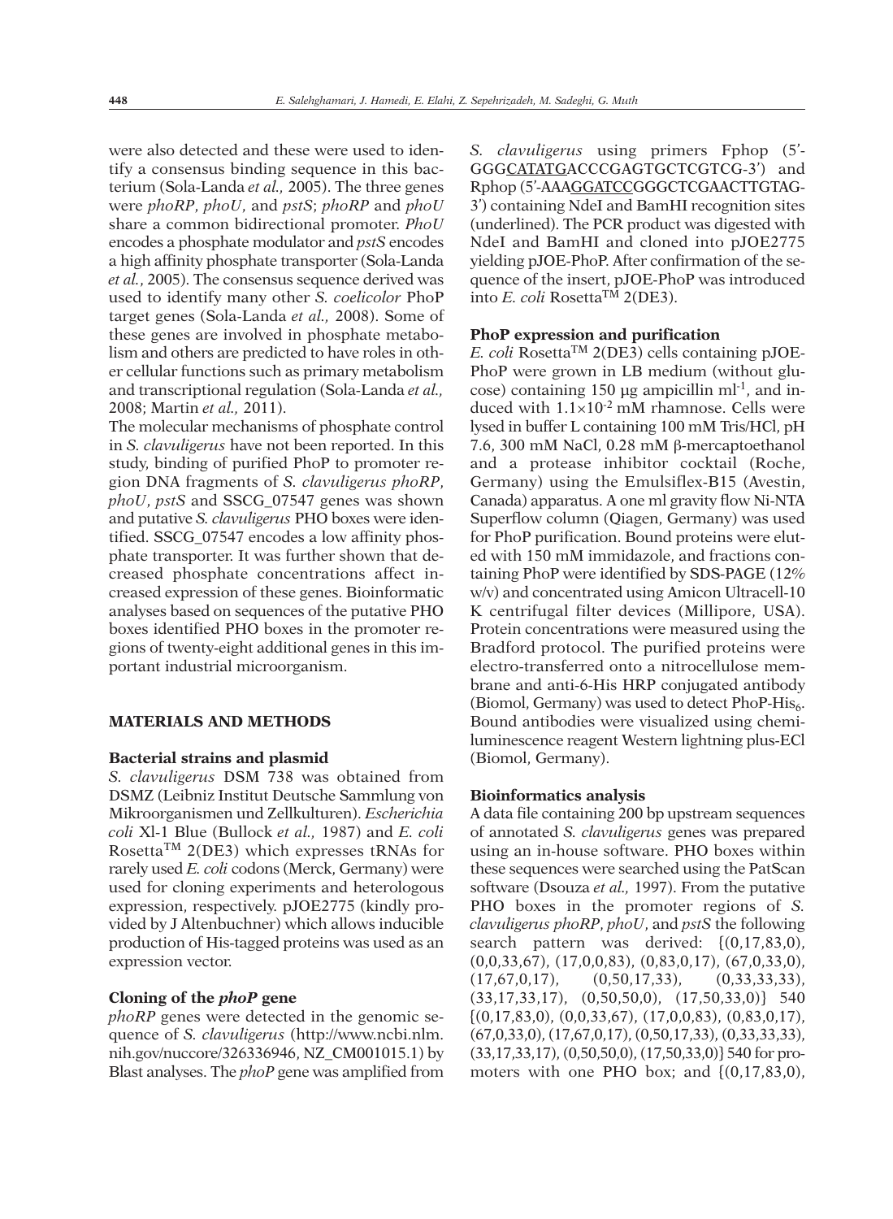were also detected and these were used to identify a consensus binding sequence in this bacterium (Sola-Landa *et al.,* 2005). The three genes were *phoRP*, *phoU*, and *pstS*; *phoRP* and *phoU* share a common bidirectional promoter. *PhoU* encodes a phosphate modulator and *pstS* encodes a high affinity phosphate transporter (Sola-Landa *et al.*, 2005). The consensus sequence derived was used to identify many other *S. coelicolor* PhoP target genes (Sola-Landa *et al.,* 2008). Some of these genes are involved in phosphate metabolism and others are predicted to have roles in other cellular functions such as primary metabolism and transcriptional regulation (Sola-Landa *et al.,* 2008; Martin *et al.,* 2011).

The molecular mechanisms of phosphate control in *S. clavuligerus* have not been reported. In this study, binding of purified PhoP to promoter region DNA fragments of *S. clavuligerus phoRP*, *phoU*, *pstS* and SSCG_07547 genes was shown and putative *S. clavuligerus* PHO boxes were identified. SSCG_07547 encodes a low affinity phosphate transporter. It was further shown that decreased phosphate concentrations affect increased expression of these genes. Bioinformatic analyses based on sequences of the putative PHO boxes identified PHO boxes in the promoter regions of twenty-eight additional genes in this important industrial microorganism.

## MATERIALS AND METHODS

### Bacterial strains and plasmid

*S. clavuligerus* DSM 738 was obtained from DSMZ (Leibniz Institut Deutsche Sammlung von Mikroorganismen und Zellkulturen). *Escherichia coli* Xl-1 Blue (Bullock *et al.,* 1987) and *E. coli* Rosetta™ 2(DE3) which expresses tRNAs for rarely used *E. coli* codons (Merck, Germany) were used for cloning experiments and heterologous expression, respectively. pJOE2775 (kindly provided by J Altenbuchner) which allows inducible production of His-tagged proteins was used as an expression vector.

### Cloning of the *phoP* gene

*phoRP* genes were detected in the genomic sequence of *S. clavuligerus* (http://www.ncbi.nlm.nih.gov/nuccore/326336946, NZ_CM001015.1) by Blast analyses. The *phoP* gene was amplified from *S. clavuligerus* using primers Fphop (5'-GGGCATATGACCCGAGTGCTCGTCG-3') and Rphop (5'-AAAGGATCCGGGCTCGAACTTGTAG-3') containing NdeI and BamHI recognition sites (underlined). The PCR product was digested with NdeI and BamHI and cloned into pJOE2775 yielding pJOE-PhoP. After confirmation of the sequence of the insert, pJOE-PhoP was introduced into *E. coli* Rosetta™ 2(DE3).

### PhoP expression and purification

*E. coli* Rosetta™ 2(DE3) cells containing pJOE-PhoP were grown in LB medium (without glucose) containing 150 µg ampicillin $ml^{-1}$, and induced with $1.1 \times 10^{-2}$ mM rhamnose. Cells were lysed in buffer L containing 100 mM Tris/HCl, pH 7.6, 300 mM NaCl, 0.28 mM β-mercaptoethanol and a protease inhibitor cocktail (Roche, Germany) using the Emulsiflex-B15 (Avestin, Canada) apparatus. A one ml gravity flow Ni-NTA Superflow column (Qiagen, Germany) was used for PhoP purification. Bound proteins were eluted with 150 mM immidazole, and fractions containing PhoP were identified by SDS-PAGE (12% w/v) and concentrated using Amicon Ultracell-10 K centrifugal filter devices (Millipore, USA). Protein concentrations were measured using the Bradford protocol. The purified proteins were electro-transferred onto a nitrocellulose membrane and anti-6-His HRP conjugated antibody (Biomol, Germany) was used to detect PhoP-$His_6$. Bound antibodies were visualized using chemiluminescence reagent Western lightning plus-ECl (Biomol, Germany).

### Bioinformatics analysis

A data file containing 200 bp upstream sequences of annotated *S. clavuligerus* genes was prepared using an in-house software. PHO boxes within these sequences were searched using the PatScan software (Dsouza *et al.,* 1997). From the putative PHO boxes in the promoter regions of *S. clavuligerus phoRP*, *phoU*, and *pstS* the following search pattern was derived: {(0,17,83,0), (0,0,33,67), (17,0,0,83), (0,83,0,17), (67,0,33,0), (17,67,0,17), (0,50,17,33), (0,33,33,33), (33,17,33,17), (0,50,50,0), (17,50,33,0)} 540 {(0,17,83,0), (0,0,33,67), (17,0,0,83), (0,83,0,17), (67,0,33,0), (17,67,0,17), (0,50,17,33), (0,33,33,33), (33,17,33,17), (0,50,50,0), (17,50,33,0)} 540 for promoters with one PHO box; and {(0,17,83,0),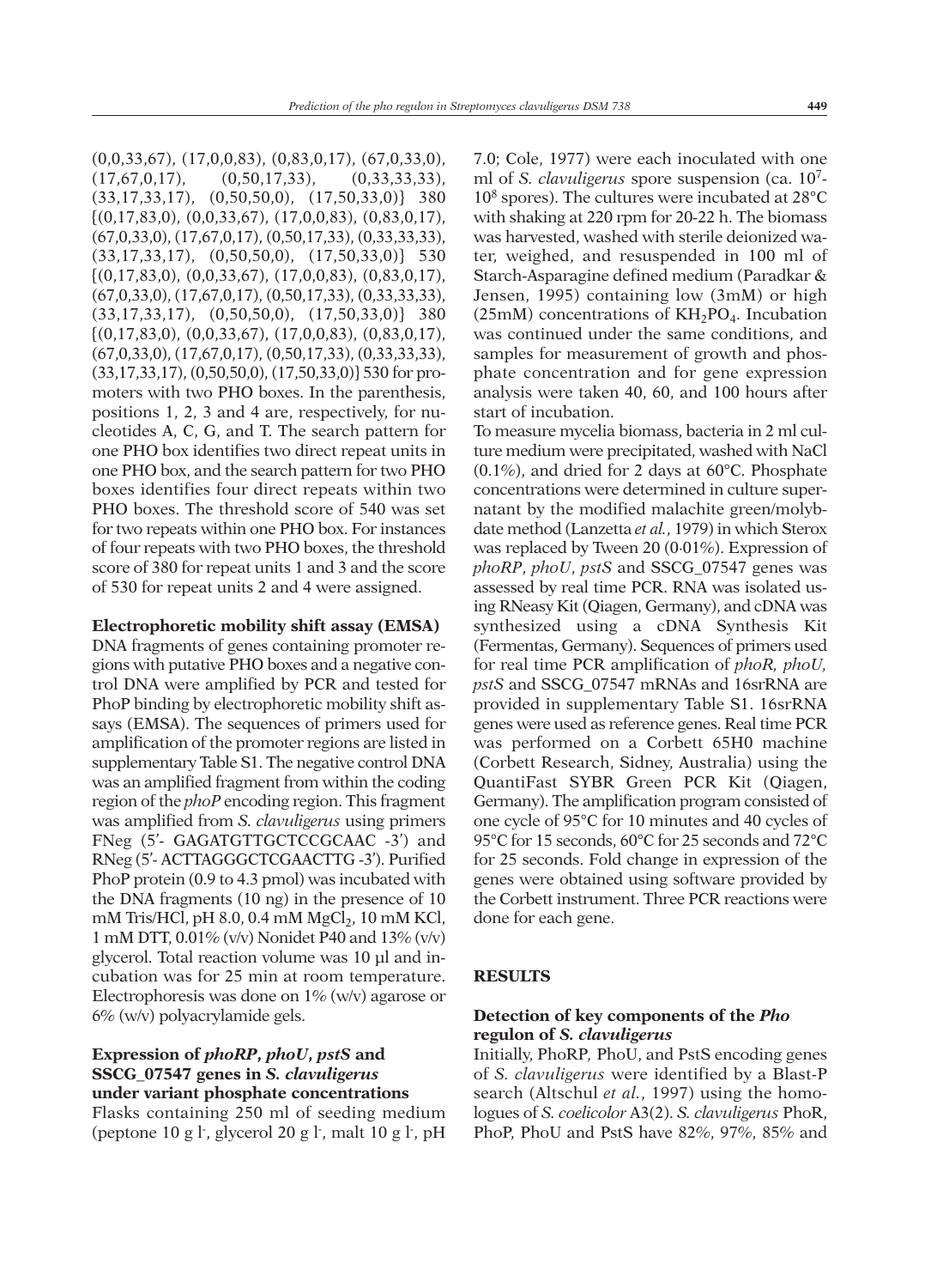(0,0,33,67), (17,0,0,83), (0,83,0,17), (67,0,33,0), (17,67,0,17), (0,50,17,33), (0,33,33,33), (33,17,33,17), (0,50,50,0), (17,50,33,0)} 380 {(0,17,83,0), (0,0,33,67), (17,0,0,83), (0,83,0,17), (67,0,33,0), (17,67,0,17), (0,50,17,33), (0,33,33,33), (33,17,33,17), (0,50,50,0), (17,50,33,0)} 530 {(0,17,83,0), (0,0,33,67), (17,0,0,83), (0,83,0,17), (67,0,33,0), (17,67,0,17), (0,50,17,33), (0,33,33,33), (33,17,33,17), (0,50,50,0), (17,50,33,0)} 380 {(0,17,83,0), (0,0,33,67), (17,0,0,83), (0,83,0,17), (67,0,33,0), (17,67,0,17), (0,50,17,33), (0,33,33,33), (33,17,33,17), (0,50,50,0), (17,50,33,0)} 530 for promoters with two PHO boxes. In the parenthesis, positions 1, 2, 3 and 4 are, respectively, for nucleotides A, C, G, and T. The search pattern for one PHO box identifies two direct repeat units in one PHO box, and the search pattern for two PHO boxes identifies four direct repeats within two PHO boxes. The threshold score of 540 was set for two repeats within one PHO box. For instances of four repeats with two PHO boxes, the threshold score of 380 for repeat units 1 and 3 and the score of 530 for repeat units 2 and 4 were assigned.

**Electrophoretic mobility shift assay (EMSA)**

DNA fragments of genes containing promoter regions with putative PHO boxes and a negative control DNA were amplified by PCR and tested for PhoP binding by electrophoretic mobility shift assays (EMSA). The sequences of primers used for amplification of the promoter regions are listed in supplementary Table S1. The negative control DNA was an amplified fragment from within the coding region of the *phoP* encoding region. This fragment was amplified from *S. clavuligerus* using primers FNeg (5'- GAGATGTTGCTCCGCAAC -3') and RNeg (5'- ACTTAGGGCTCGAACTTG -3'). Purified PhoP protein (0.9 to 4.3 pmol) was incubated with the DNA fragments (10 ng) in the presence of 10 mM Tris/HCl, pH 8.0, 0.4 mM $MgCl_2$, 10 mM KCl, 1 mM DTT, 0.01% (v/v) Nonidet P40 and 13% (v/v) glycerol. Total reaction volume was 10 µl and incubation was for 25 min at room temperature. Electrophoresis was done on 1% (w/v) agarose or 6% (w/v) polyacrylamide gels.

**Expression of *phoRP*, *phoU*, *pstS* and SSCG_07547 genes in *S. clavuligerus* under variant phosphate concentrations**

Flasks containing 250 ml of seeding medium (peptone 10 g l$^-$, glycerol 20 g l$^-$, malt 10 g l$^-$, pH 7.0; Cole, 1977) were each inoculated with one ml of *S. clavuligerus* spore suspension (ca. $10^7$-$10^8$ spores). The cultures were incubated at 28°C with shaking at 220 rpm for 20-22 h. The biomass was harvested, washed with sterile deionized water, weighed, and resuspended in 100 ml of Starch-Asparagine defined medium (Paradkar & Jensen, 1995) containing low (3mM) or high (25mM) concentrations of $KH_2PO_4$. Incubation was continued under the same conditions, and samples for measurement of growth and phosphate concentration and for gene expression analysis were taken 40, 60, and 100 hours after start of incubation.

To measure mycelia biomass, bacteria in 2 ml culture medium were precipitated, washed with NaCl (0.1%), and dried for 2 days at 60°C. Phosphate concentrations were determined in culture supernatant by the modified malachite green/molybdate method (Lanzetta *et al.*, 1979) in which Sterox was replaced by Tween 20 (0·01%). Expression of *phoRP*, *phoU*, *pstS* and SSCG_07547 genes was assessed by real time PCR. RNA was isolated using RNeasy Kit (Qiagen, Germany), and cDNA was synthesized using a cDNA Synthesis Kit (Fermentas, Germany). Sequences of primers used for real time PCR amplification of *phoR, phoU, pstS* and SSCG_07547 mRNAs and 16srRNA are provided in supplementary Table S1. 16srRNA genes were used as reference genes. Real time PCR was performed on a Corbett 65H0 machine (Corbett Research, Sidney, Australia) using the QuantiFast SYBR Green PCR Kit (Qiagen, Germany). The amplification program consisted of one cycle of 95°C for 10 minutes and 40 cycles of 95°C for 15 seconds, 60°C for 25 seconds and 72°C for 25 seconds. Fold change in expression of the genes were obtained using software provided by the Corbett instrument. Three PCR reactions were done for each gene.

## RESULTS

**Detection of key components of the *Pho* regulon of *S. clavuligerus***

Initially, PhoRP, PhoU, and PstS encoding genes of *S. clavuligerus* were identified by a Blast-P search (Altschul *et al.*, 1997) using the homologues of *S. coelicolor* A3(2). *S. clavuligerus* PhoR, PhoP, PhoU and PstS have 82%, 97%, 85% and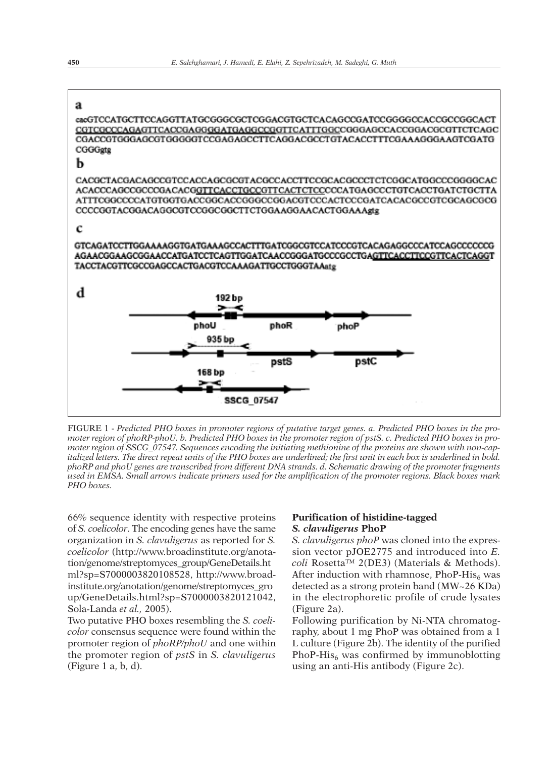a

cacGTCCATGCTTCCAGGTTATGCGGGCGCTCGGACGTGCTCACAGCCGATCCGGGGCCACCGCCGGCACT
CGTCGCCCAGAGTTCACCGAGGGGATGAGGCCGGTTCATTTGGCCGGGAGCCACCGGACGCGTTCTCAGC
CGACCGTGGGAGCGTGGGGGTCCGAGAGCCTTCAGGACGCCTGTACACCTTTCGAAAGGGAAGTCGATG
CGGGgtg

b

CACGCTACGACAGCCGTCCACCAGCGCGTACGCCACCTTCCGCACGCCCTCTCGGCATGGCCCGGGGCAC
ACACCCAGCCGCCCGACACGGTTCACCTGCCGTTCACTCTCCCCCATGAGCCCTGTCACCTGATCTGCTTA
ATTTCGGCCCCATGTGGTGACCGGCACCGGGCCGGACGTCCCACTCCCGATCACACGCCGTCGCAGCGCG
CCCCGGTACGGACAGGCGTCCGGCGGCTTCTGGAAGGAACACTGGAAAgtg

c

GTCAGATCCTTGGAAAAGGTGATGAAAGCCACTTTGATCGGCGTCCATCCCGTCACAGAGGCCCATCCAGCCCCCCG
AGAACGGAAGCGGAACCATGATCCTCAGTTGGATCAACCGGGATGCCCGCCTGAGTTCACCTTCCGTTCACTCAGGT
TACCTACGTTCGCCGAGCCACTGACGTCCAAAGATTGCCTGGGTAAatg

d

192 bp

phoU phoR phoP

935 bp

pstS pstC

168 bp

SSCG_07547

FIGURE 1 - *Predicted PHO boxes in promoter regions of putative target genes. a. Predicted PHO boxes in the promoter region of phoRP-phoU. b. Predicted PHO boxes in the promoter region of pstS. c. Predicted PHO boxes in promoter region of SSCG_07547. Sequences encoding the initiating methionine of the proteins are shown with non-capitalized letters. The direct repeat units of the PHO boxes are underlined; the first unit in each box is underlined in bold. phoRP and phoU genes are transcribed from different DNA strands. d. Schematic drawing of the promoter fragments used in EMSA. Small arrows indicate primers used for the amplification of the promoter regions. Black boxes mark PHO boxes.*

66% sequence identity with respective proteins of *S. coelicolor*. The encoding genes have the same organization in *S. clavuligerus* as reported for *S. coelicolor* (http://www.broadinstitute.org/anotation/genome/streptomyces_group/GeneDetails.html?sp=S7000003820108528, http://www.broadinstitute.org/anotation/genome/streptomyces_group/GeneDetails.html?sp=S7000003820121042, Sola-Landa *et al.,* 2005).

Two putative PHO boxes resembling the *S. coelicolor* consensus sequence were found within the promoter region of *phoRP/phoU* and one within the promoter region of *pstS* in *S. clavuligerus* (Figure 1 a, b, d).

### Purification of histidine-tagged *S. clavuligerus* PhoP

*S. clavuligerus phoP* was cloned into the expression vector pJOE2775 and introduced into *E. coli* Rosetta™ 2(DE3) (Materials & Methods). After induction with rhamnose, PhoP-His$_6$ was detected as a strong protein band (MW~26 KDa) in the electrophoretic profile of crude lysates (Figure 2a).

Following purification by Ni-NTA chromatography, about 1 mg PhoP was obtained from a 1 L culture (Figure 2b). The identity of the purified PhoP-His$_6$ was confirmed by immunoblotting using an anti-His antibody (Figure 2c).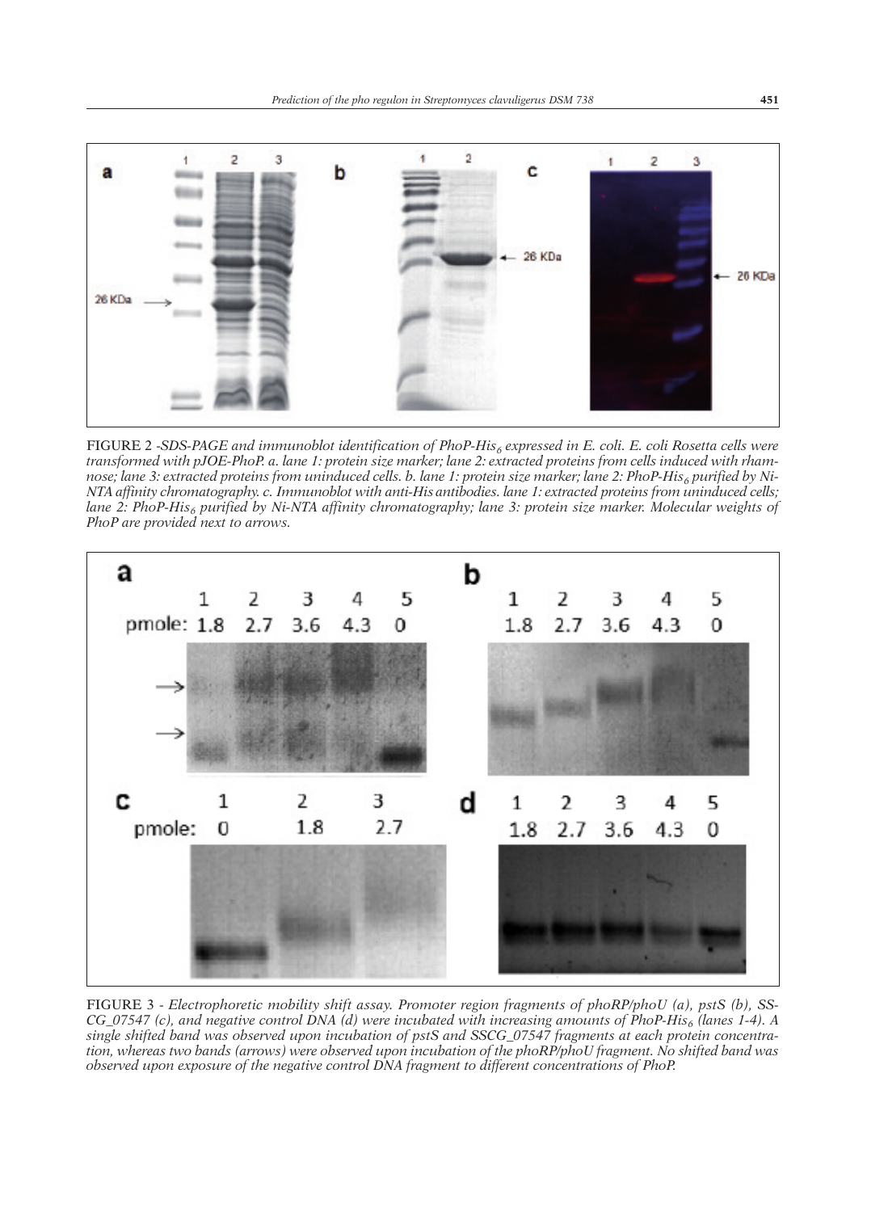FIGURE 2 -*SDS-PAGE and immunoblot identification of PhoP-His$_6$ expressed in E. coli. E. coli Rosetta cells were transformed with pJOE-PhoP. a. lane 1: protein size marker; lane 2: extracted proteins from cells induced with rhamnose; lane 3: extracted proteins from uninduced cells. b. lane 1: protein size marker; lane 2: PhoP-His$_6$ purified by Ni-NTA affinity chromatography. c. Immunoblot with anti-His antibodies. lane 1: extracted proteins from uninduced cells; lane 2: PhoP-His$_6$ purified by Ni-NTA affinity chromatography; lane 3: protein size marker. Molecular weights of PhoP are provided next to arrows.*

FIGURE 3 - *Electrophoretic mobility shift assay. Promoter region fragments of phoRP/phoU (a), pstS (b), SSCG_07547 (c), and negative control DNA (d) were incubated with increasing amounts of PhoP-His$_6$ (lanes 1-4). A single shifted band was observed upon incubation of pstS and SSCG_07547 fragments at each protein concentration, whereas two bands (arrows) were observed upon incubation of the phoRP/phoU fragment. No shifted band was observed upon exposure of the negative control DNA fragment to different concentrations of PhoP.*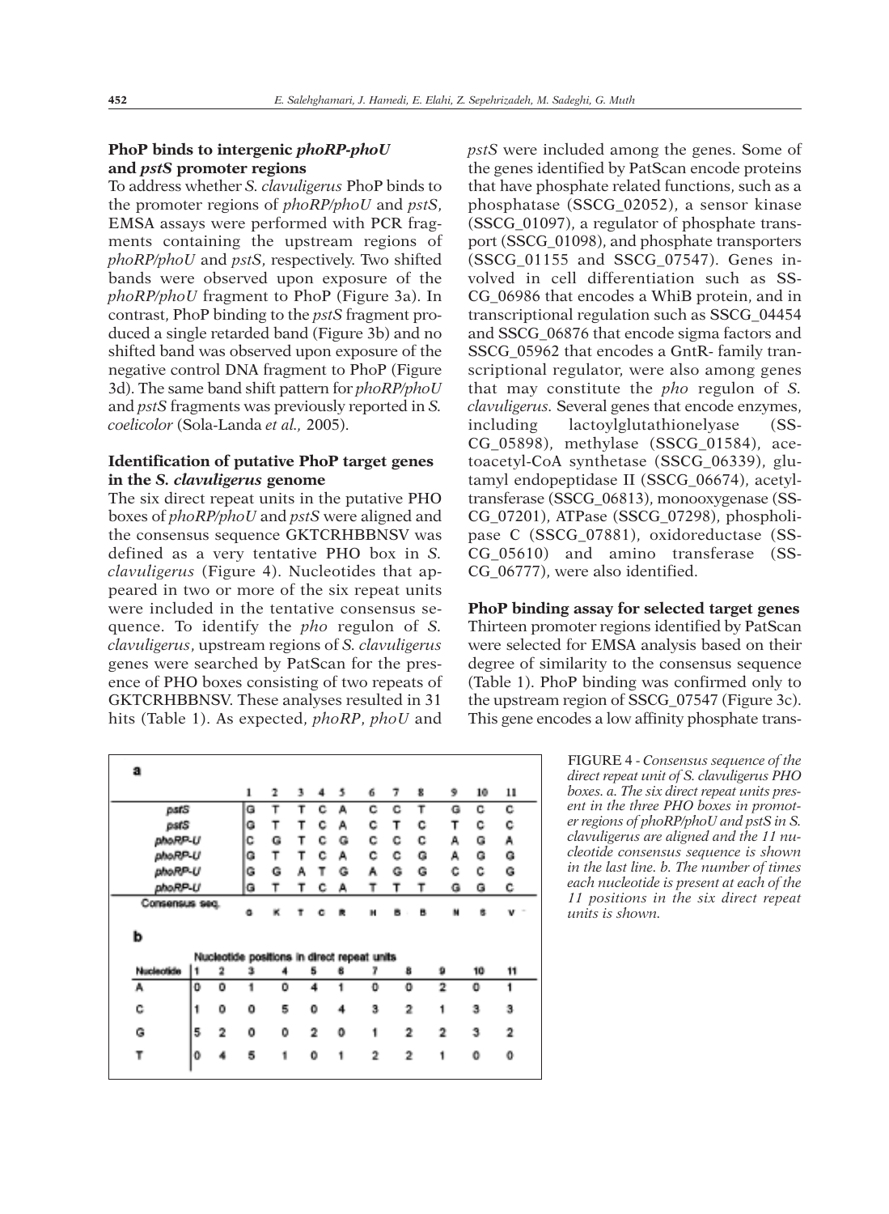### PhoP binds to intergenic *phoRP-phoU* and *pstS* promoter regions

To address whether *S. clavuligerus* PhoP binds to the promoter regions of *phoRP/phoU* and *pstS*, EMSA assays were performed with PCR fragments containing the upstream regions of *phoRP/phoU* and *pstS*, respectively. Two shifted bands were observed upon exposure of the *phoRP/phoU* fragment to PhoP (Figure 3a). In contrast, PhoP binding to the *pstS* fragment produced a single retarded band (Figure 3b) and no shifted band was observed upon exposure of the negative control DNA fragment to PhoP (Figure 3d). The same band shift pattern for *phoRP/phoU* and *pstS* fragments was previously reported in *S. coelicolor* (Sola-Landa *et al.,* 2005).

### Identification of putative PhoP target genes in the *S. clavuligerus* genome

The six direct repeat units in the putative PHO boxes of *phoRP/phoU* and *pstS* were aligned and the consensus sequence GKTCRHBBNSV was defined as a very tentative PHO box in *S. clavuligerus* (Figure 4). Nucleotides that appeared in two or more of the six repeat units were included in the tentative consensus sequence. To identify the *pho* regulon of *S. clavuligerus*, upstream regions of *S. clavuligerus* genes were searched by PatScan for the presence of PHO boxes consisting of two repeats of GKTCRHBBNSV. These analyses resulted in 31 hits (Table 1). As expected, *phoRP*, *phoU* and *pstS* were included among the genes. Some of the genes identified by PatScan encode proteins that have phosphate related functions, such as a phosphatase (SSCG_02052), a sensor kinase (SSCG_01097), a regulator of phosphate transport (SSCG_01098), and phosphate transporters (SSCG_01155 and SSCG_07547). Genes involved in cell differentiation such as SSCG_06986 that encodes a WhiB protein, and in transcriptional regulation such as SSCG_04454 and SSCG_06876 that encode sigma factors and SSCG_05962 that encodes a GntR- family transcriptional regulator, were also among genes that may constitute the *pho* regulon of *S. clavuligerus*. Several genes that encode enzymes, including lactoylglutathionelyase (SSCG_05898), methylase (SSCG_01584), acetoacetyl-CoA synthetase (SSCG_06339), glutamyl endopeptidase II (SSCG_06674), acetyltransferase (SSCG_06813), monooxygenase (SSCG_07201), ATPase (SSCG_07298), phospholipase C (SSCG_07881), oxidoreductase (SSCG_05610) and amino transferase (SSCG_06777), were also identified.

### PhoP binding assay for selected target genes

Thirteen promoter regions identified by PatScan were selected for EMSA analysis based on their degree of similarity to the consensus sequence (Table 1). PhoP binding was confirmed only to the upstream region of SSCG_07547 (Figure 3c). This gene encodes a low affinity phosphate trans-

**a**

| | 1 | 2 | 3 | 4 | 5 | 6 | 7 | 8 | 9 | 10 | 11 |
|---|---|---|---|---|---|---|---|---|---|---|---|
| pstS | G | T | T | C | A | C | C | T | G | C | C |
| pstS | G | T | T | C | A | C | T | C | T | C | C |
| phoRP-U | C | G | T | C | G | C | C | C | A | G | A |
| phoRP-U | G | T | T | C | A | C | C | G | A | G | G |
| phoRP-U | G | G | A | T | G | A | G | G | C | C | G |
| phoRP-U | G | T | T | C | A | T | T | T | G | G | C |
| Consensus seq. | G | K | T | C | R | H | B | B | N | S | V |

**b**

| Nucleotide | Nucleotide positions in direct repeat units | | | | | | | | | | |
|---|---|---|---|---|---|---|---|---|---|---|---|
| | 1 | 2 | 3 | 4 | 5 | 6 | 7 | 8 | 9 | 10 | 11 |
| A | 0 | 0 | 1 | 0 | 4 | 1 | 0 | 0 | 2 | 0 | 1 |
| C | 1 | 0 | 0 | 5 | 0 | 4 | 3 | 2 | 1 | 3 | 3 |
| G | 5 | 2 | 0 | 0 | 2 | 0 | 1 | 2 | 2 | 3 | 2 |
| T | 0 | 4 | 5 | 1 | 0 | 1 | 2 | 2 | 1 | 0 | 0 |

FIGURE 4 - *Consensus sequence of the direct repeat unit of S. clavuligerus PHO boxes. a. The six direct repeat units present in the three PHO boxes in promoter regions of phoRP/phoU and pstS in S. clavuligerus are aligned and the 11 nucleotide consensus sequence is shown in the last line. b. The number of times each nucleotide is present at each of the 11 positions in the six direct repeat units is shown.*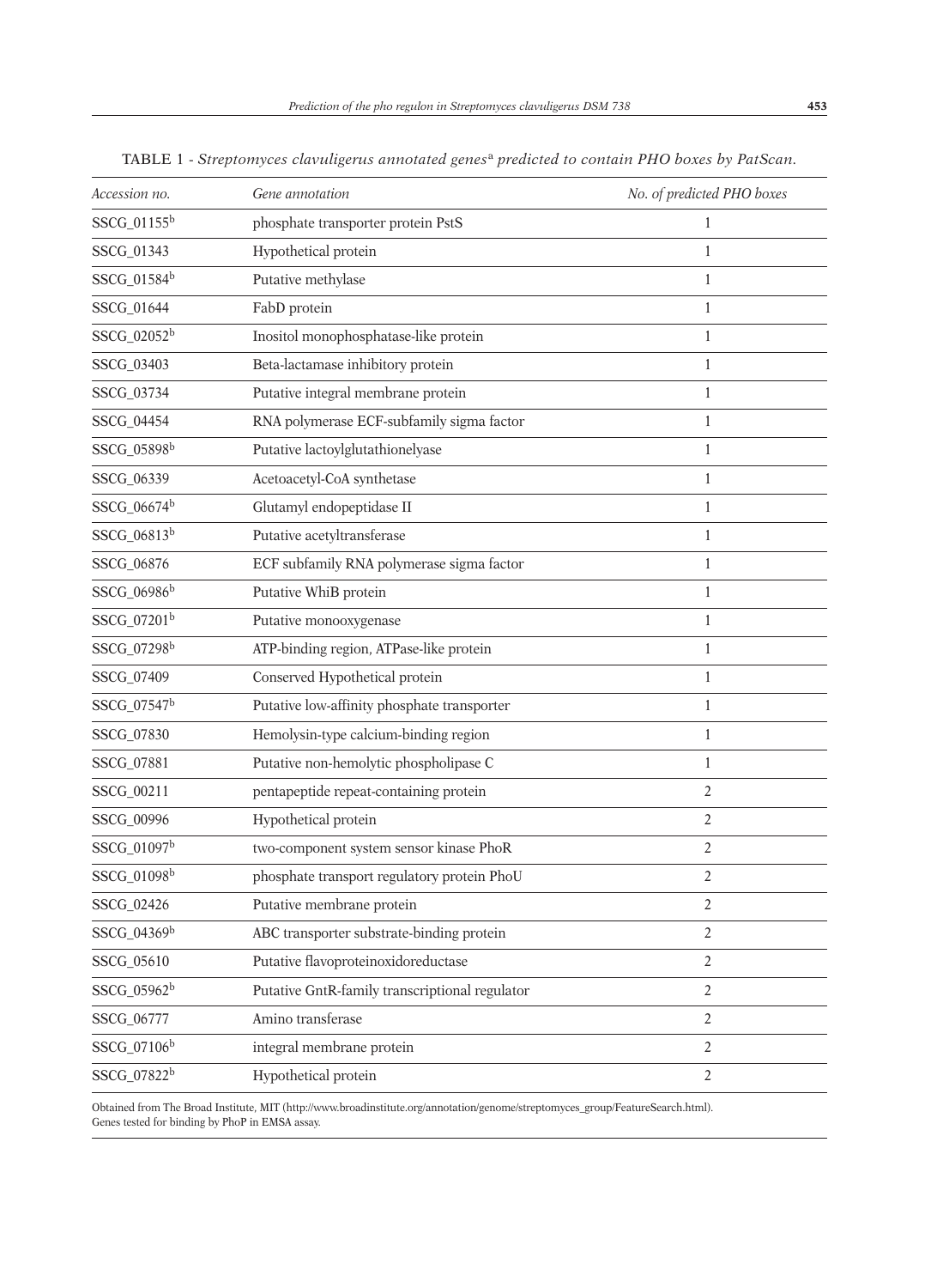TABLE 1 - *Streptomyces clavuligerus annotated genes*[a] *predicted to contain PHO boxes by PatScan.*

| *Accession no.* | *Gene annotation* | *No. of predicted PHO boxes* |
|---|---|---|
| SSCG_01155[b] | phosphate transporter protein PstS | 1 |
| SSCG_01343 | Hypothetical protein | 1 |
| SSCG_01584[b] | Putative methylase | 1 |
| SSCG_01644 | FabD protein | 1 |
| SSCG_02052[b] | Inositol monophosphatase-like protein | 1 |
| SSCG_03403 | Beta-lactamase inhibitory protein | 1 |
| SSCG_03734 | Putative integral membrane protein | 1 |
| SSCG_04454 | RNA polymerase ECF-subfamily sigma factor | 1 |
| SSCG_05898[b] | Putative lactoylglutathionelyase | 1 |
| SSCG_06339 | Acetoacetyl-CoA synthetase | 1 |
| SSCG_06674[b] | Glutamyl endopeptidase II | 1 |
| SSCG_06813[b] | Putative acetyltransferase | 1 |
| SSCG_06876 | ECF subfamily RNA polymerase sigma factor | 1 |
| SSCG_06986[b] | Putative WhiB protein | 1 |
| SSCG_07201[b] | Putative monooxygenase | 1 |
| SSCG_07298[b] | ATP-binding region, ATPase-like protein | 1 |
| SSCG_07409 | Conserved Hypothetical protein | 1 |
| SSCG_07547[b] | Putative low-affinity phosphate transporter | 1 |
| SSCG_07830 | Hemolysin-type calcium-binding region | 1 |
| SSCG_07881 | Putative non-hemolytic phospholipase C | 1 |
| SSCG_00211 | pentapeptide repeat-containing protein | 2 |
| SSCG_00996 | Hypothetical protein | 2 |
| SSCG_01097[b] | two-component system sensor kinase PhoR | 2 |
| SSCG_01098[b] | phosphate transport regulatory protein PhoU | 2 |
| SSCG_02426 | Putative membrane protein | 2 |
| SSCG_04369[b] | ABC transporter substrate-binding protein | 2 |
| SSCG_05610 | Putative flavoproteinoxidoreductase | 2 |
| SSCG_05962[b] | Putative GntR-family transcriptional regulator | 2 |
| SSCG_06777 | Amino transferase | 2 |
| SSCG_07106[b] | integral membrane protein | 2 |
| SSCG_07822[b] | Hypothetical protein | 2 |

Obtained from The Broad Institute, MIT (http://www.broadinstitute.org/annotation/genome/streptomyces_group/FeatureSearch.html).
Genes tested for binding by PhoP in EMSA assay.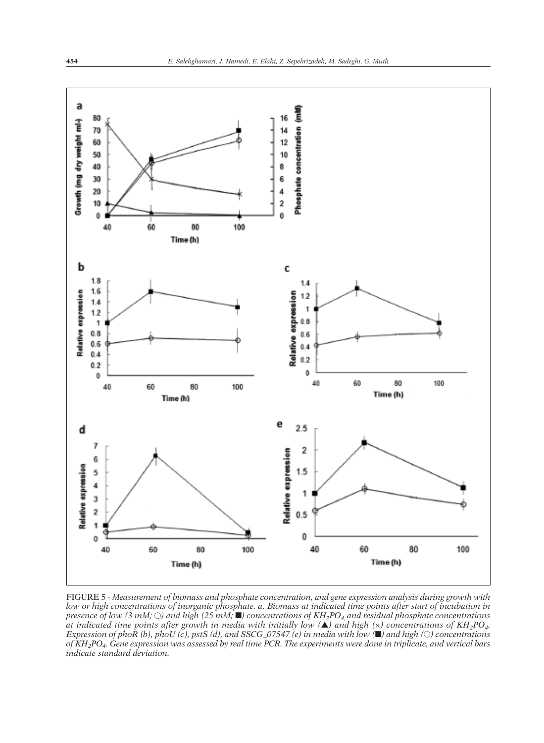FIGURE 5 - *Measurement of biomass and phosphate concentration, and gene expression analysis during growth with low or high concentrations of inorganic phosphate. a. Biomass at indicated time points after start of incubation in presence of low (3 mM; ○) and high (25 mM; ■) concentrations of $KH_2PO_4$ and residual phosphate concentrations at indicated time points after growth in media with initially low (▲) and high (×) concentrations of $KH_2PO_4$. Expression of phoR (b), phoU (c), pstS (d), and SSCG_07547 (e) in media with low (■) and high (○) concentrations of $KH_2PO_4$. Gene expression was assessed by real time PCR. The experiments were done in triplicate, and vertical bars indicate standard deviation.*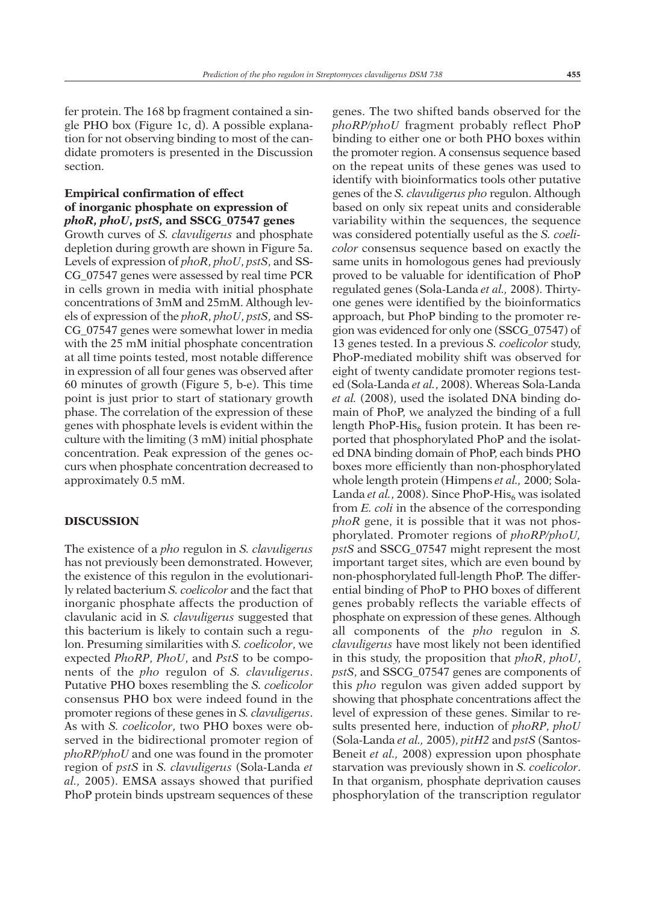fer protein. The 168 bp fragment contained a single PHO box (Figure 1c, d). A possible explanation for not observing binding to most of the candidate promoters is presented in the Discussion section.

### Empirical confirmation of effect of inorganic phosphate on expression of *phoR*, *phoU*, *pstS*, and SSCG_07547 genes

Growth curves of *S. clavuligerus* and phosphate depletion during growth are shown in Figure 5a. Levels of expression of *phoR*, *phoU*, *pstS*, and SSCG_07547 genes were assessed by real time PCR in cells grown in media with initial phosphate concentrations of 3mM and 25mM. Although levels of expression of the *phoR*, *phoU*, *pstS*, and SSCG_07547 genes were somewhat lower in media with the 25 mM initial phosphate concentration at all time points tested, most notable difference in expression of all four genes was observed after 60 minutes of growth (Figure 5, b-e). This time point is just prior to start of stationary growth phase. The correlation of the expression of these genes with phosphate levels is evident within the culture with the limiting (3 mM) initial phosphate concentration. Peak expression of the genes occurs when phosphate concentration decreased to approximately 0.5 mM.

## DISCUSSION

The existence of a *pho* regulon in *S. clavuligerus* has not previously been demonstrated. However, the existence of this regulon in the evolutionarily related bacterium *S. coelicolor* and the fact that inorganic phosphate affects the production of clavulanic acid in *S. clavuligerus* suggested that this bacterium is likely to contain such a regulon. Presuming similarities with *S. coelicolor*, we expected *PhoRP*, *PhoU*, and *PstS* to be components of the *pho* regulon of *S. clavuligerus*. Putative PHO boxes resembling the *S. coelicolor* consensus PHO box were indeed found in the promoter regions of these genes in *S. clavuligerus*. As with *S. coelicolor*, two PHO boxes were observed in the bidirectional promoter region of *phoRP/phoU* and one was found in the promoter region of *pstS* in *S. clavuligerus* (Sola-Landa *et al.*, 2005). EMSA assays showed that purified PhoP protein binds upstream sequences of these genes. The two shifted bands observed for the *phoRP/phoU* fragment probably reflect PhoP binding to either one or both PHO boxes within the promoter region. A consensus sequence based on the repeat units of these genes was used to identify with bioinformatics tools other putative genes of the *S. clavuligerus pho* regulon. Although based on only six repeat units and considerable variability within the sequences, the sequence was considered potentially useful as the *S. coelicolor* consensus sequence based on exactly the same units in homologous genes had previously proved to be valuable for identification of PhoP regulated genes (Sola-Landa *et al.*, 2008). Thirty-one genes were identified by the bioinformatics approach, but PhoP binding to the promoter region was evidenced for only one (SSCG_07547) of 13 genes tested. In a previous *S. coelicolor* study, PhoP-mediated mobility shift was observed for eight of twenty candidate promoter regions tested (Sola-Landa *et al.*, 2008). Whereas Sola-Landa *et al.* (2008), used the isolated DNA binding domain of PhoP, we analyzed the binding of a full length PhoP-$His_6$ fusion protein. It has been reported that phosphorylated PhoP and the isolated DNA binding domain of PhoP, each binds PHO boxes more efficiently than non-phosphorylated whole length protein (Himpens *et al.*, 2000; Sola-Landa *et al.*, 2008). Since PhoP-$His_6$ was isolated from *E. coli* in the absence of the corresponding *phoR* gene, it is possible that it was not phosphorylated. Promoter regions of *phoRP/phoU*, *pstS* and SSCG_07547 might represent the most important target sites, which are even bound by non-phosphorylated full-length PhoP. The differential binding of PhoP to PHO boxes of different genes probably reflects the variable effects of phosphate on expression of these genes. Although all components of the *pho* regulon in *S. clavuligerus* have most likely not been identified in this study, the proposition that *phoR*, *phoU*, *pstS*, and SSCG_07547 genes are components of this *pho* regulon was given added support by showing that phosphate concentrations affect the level of expression of these genes. Similar to results presented here, induction of *phoRP*, *phoU* (Sola-Landa *et al.*, 2005), *pitH2* and *pstS* (Santos-Beneit *et al.*, 2008) expression upon phosphate starvation was previously shown in *S. coelicolor*. In that organism, phosphate deprivation causes phosphorylation of the transcription regulator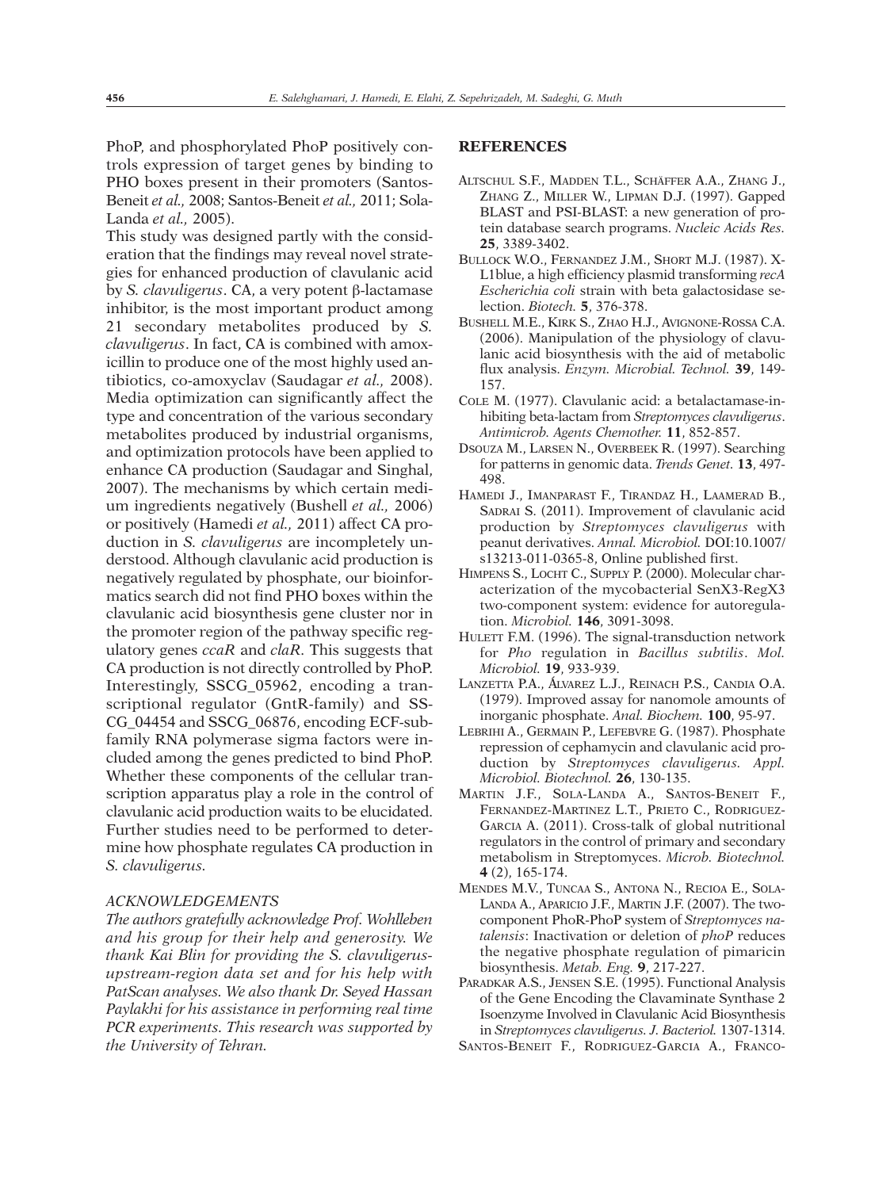PhoP, and phosphorylated PhoP positively controls expression of target genes by binding to PHO boxes present in their promoters (Santos-Beneit *et al.,* 2008; Santos-Beneit *et al.,* 2011; Sola-Landa *et al.,* 2005).

This study was designed partly with the consideration that the findings may reveal novel strategies for enhanced production of clavulanic acid by *S. clavuligerus*. CA, a very potent β-lactamase inhibitor, is the most important product among 21 secondary metabolites produced by *S. clavuligerus*. In fact, CA is combined with amoxicillin to produce one of the most highly used antibiotics, co-amoxyclav (Saudagar *et al.,* 2008). Media optimization can significantly affect the type and concentration of the various secondary metabolites produced by industrial organisms, and optimization protocols have been applied to enhance CA production (Saudagar and Singhal, 2007). The mechanisms by which certain medium ingredients negatively (Bushell *et al.,* 2006) or positively (Hamedi *et al.,* 2011) affect CA production in *S. clavuligerus* are incompletely understood. Although clavulanic acid production is negatively regulated by phosphate, our bioinformatics search did not find PHO boxes within the clavulanic acid biosynthesis gene cluster nor in the promoter region of the pathway specific regulatory genes *ccaR* and *claR*. This suggests that CA production is not directly controlled by PhoP. Interestingly, SSCG_05962, encoding a transcriptional regulator (GntR-family) and SSCG_04454 and SSCG_06876, encoding ECF-subfamily RNA polymerase sigma factors were included among the genes predicted to bind PhoP. Whether these components of the cellular transcription apparatus play a role in the control of clavulanic acid production waits to be elucidated. Further studies need to be performed to determine how phosphate regulates CA production in *S. clavuligerus*.

### ACKNOWLEDGEMENTS

*The authors gratefully acknowledge Prof. Wohlleben and his group for their help and generosity. We thank Kai Blin for providing the S. clavuligerus-upstream-region data set and for his help with PatScan analyses. We also thank Dr. Seyed Hassan Paylakhi for his assistance in performing real time PCR experiments. This research was supported by the University of Tehran.*

## REFERENCES

Altschul S.F., Madden T.L., Schäffer A.A., Zhang J., Zhang Z., Miller W., Lipman D.J. (1997). Gapped BLAST and PSI-BLAST: a new generation of protein database search programs. *Nucleic Acids Res.* **25**, 3389-3402.

Bullock W.O., Fernandez J.M., Short M.J. (1987). X-L1blue, a high efficiency plasmid transforming *recA Escherichia coli* strain with beta galactosidase selection. *Biotech.* **5**, 376-378.

Bushell M.E., Kirk S., Zhao H.J., Avignone-Rossa C.A. (2006). Manipulation of the physiology of clavulanic acid biosynthesis with the aid of metabolic flux analysis. *Enzym. Microbial. Technol.* **39**, 149-157.

Cole M. (1977). Clavulanic acid: a betalactamase-inhibiting beta-lactam from *Streptomyces clavuligerus*. *Antimicrob. Agents Chemother.* **11**, 852-857.

Dsouza M., Larsen N., Overbeek R. (1997). Searching for patterns in genomic data. *Trends Genet.* **13**, 497-498.

Hamedi J., Imanparast F., Tirandaz H., Laamerad B., Sadrai S. (2011). Improvement of clavulanic acid production by *Streptomyces clavuligerus* with peanut derivatives. *Annal. Microbiol.* DOI:10.1007/s13213-011-0365-8, Online published first.

Himpens S., Locht C., Supply P. (2000). Molecular characterization of the mycobacterial SenX3-RegX3 two-component system: evidence for autoregulation. *Microbiol.* **146**, 3091-3098.

Hulett F.M. (1996). The signal-transduction network for *Pho* regulation in *Bacillus subtilis*. *Mol. Microbiol.* **19**, 933-939.

Lanzetta P.A., Álvarez L.J., Reinach P.S., Candia O.A. (1979). Improved assay for nanomole amounts of inorganic phosphate. *Anal. Biochem.* **100**, 95-97.

Lebrihi A., Germain P., Lefebvre G. (1987). Phosphate repression of cephamycin and clavulanic acid production by *Streptomyces clavuligerus*. *Appl. Microbiol. Biotechnol.* **26**, 130-135.

Martin J.F., Sola-Landa A., Santos-Beneit F., Fernandez-Martinez L.T., Prieto C., Rodriguez-Garcia A. (2011). Cross-talk of global nutritional regulators in the control of primary and secondary metabolism in Streptomyces. *Microb. Biotechnol.* **4** (2), 165-174.

Mendes M.V., Tuncaa S., Antona N., Recioa E., Sola-Landa A., Aparicio J.F., Martin J.F. (2007). The two-component PhoR-PhoP system of *Streptomyces natalensis*: Inactivation or deletion of *phoP* reduces the negative phosphate regulation of pimaricin biosynthesis. *Metab. Eng.* **9**, 217-227.

Paradkar A.S., Jensen S.E. (1995). Functional Analysis of the Gene Encoding the Clavaminate Synthase 2 Isoenzyme Involved in Clavulanic Acid Biosynthesis in *Streptomyces clavuligerus*. *J. Bacteriol.* 1307-1314.

Santos-Beneit F., Rodriguez-Garcia A., Franco-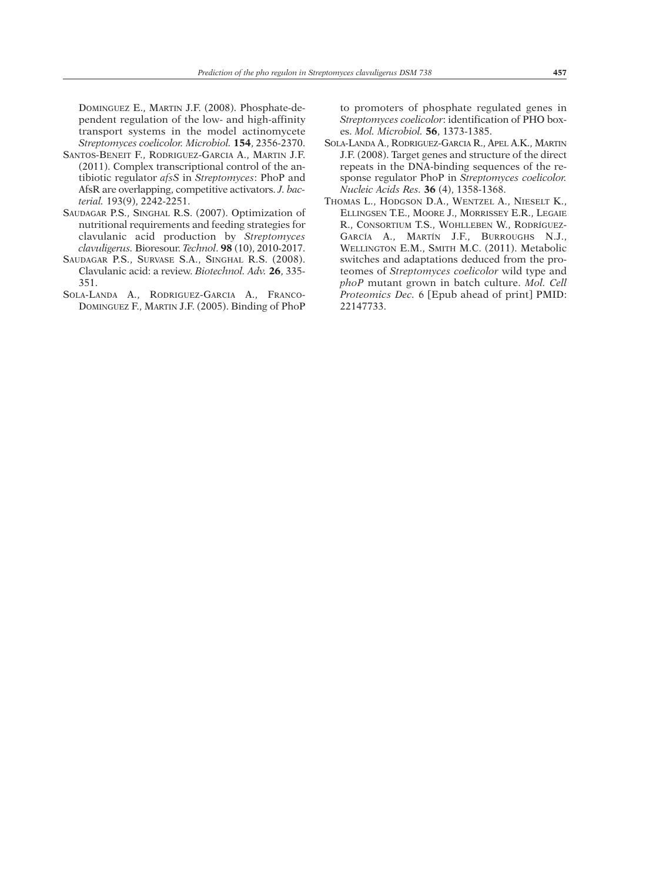DOMINGUEZ E., MARTIN J.F. (2008). Phosphate-dependent regulation of the low- and high-affinity transport systems in the model actinomycete *Streptomyces coelicolor*. *Microbiol.* **154**, 2356-2370.

SANTOS-BENEIT F., RODRIGUEZ-GARCIA A., MARTIN J.F. (2011). Complex transcriptional control of the antibiotic regulator *afsS* in *Streptomyces*: PhoP and AfsR are overlapping, competitive activators. *J. bacterial.* 193(9), 2242-2251.

SAUDAGAR P.S., SINGHAL R.S. (2007). Optimization of nutritional requirements and feeding strategies for clavulanic acid production by *Streptomyces clavuligerus.* Bioresour. *Technol*. **98** (10), 2010-2017.

SAUDAGAR P.S., SURVASE S.A., SINGHAL R.S. (2008). Clavulanic acid: a review. *Biotechnol. Adv.* **26**, 335-351.

SOLA-LANDA A., RODRIGUEZ-GARCIA A., FRANCO-DOMINGUEZ F., MARTIN J.F. (2005). Binding of PhoP to promoters of phosphate regulated genes in *Streptomyces coelicolor*: identification of PHO boxes. *Mol. Microbiol.* **56**, 1373-1385.

SOLA-LANDA A., RODRIGUEZ-GARCIA R., APEL A.K., MARTIN J.F. (2008). Target genes and structure of the direct repeats in the DNA-binding sequences of the response regulator PhoP in *Streptomyces coelicolor. Nucleic Acids Res.* **36** (4), 1358-1368.

THOMAS L., HODGSON D.A., WENTZEL A., NIESELT K., ELLINGSEN T.E., MOORE J., MORRISSEY E.R., LEGAIE R., CONSORTIUM T.S., WOHLLEBEN W., RODRÍGUEZ-GARCÍA A., MARTÍN J.F., BURROUGHS N.J., WELLINGTON E.M., SMITH M.C. (2011). Metabolic switches and adaptations deduced from the proteomes of *Streptomyces coelicolor* wild type and *phoP* mutant grown in batch culture. *Mol. Cell Proteomics Dec.* 6 [Epub ahead of print] PMID: 22147733.